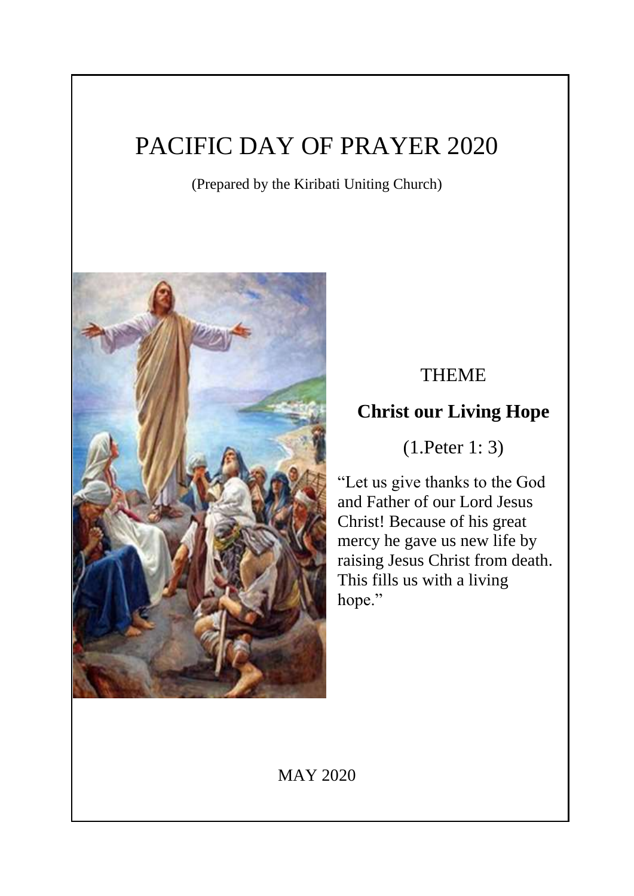# PACIFIC DAY OF PRAYER 2020

(Prepared by the Kiribati Uniting Church)

THEME

**Christ our Living Hope**

(1.Peter 1: 3)

"Let us give thanks to the God and Father of our Lord Jesus Christ! Because of his great mercy he gave us new life by raising Jesus Christ from death. This fills us with a living hope."

MAY 2020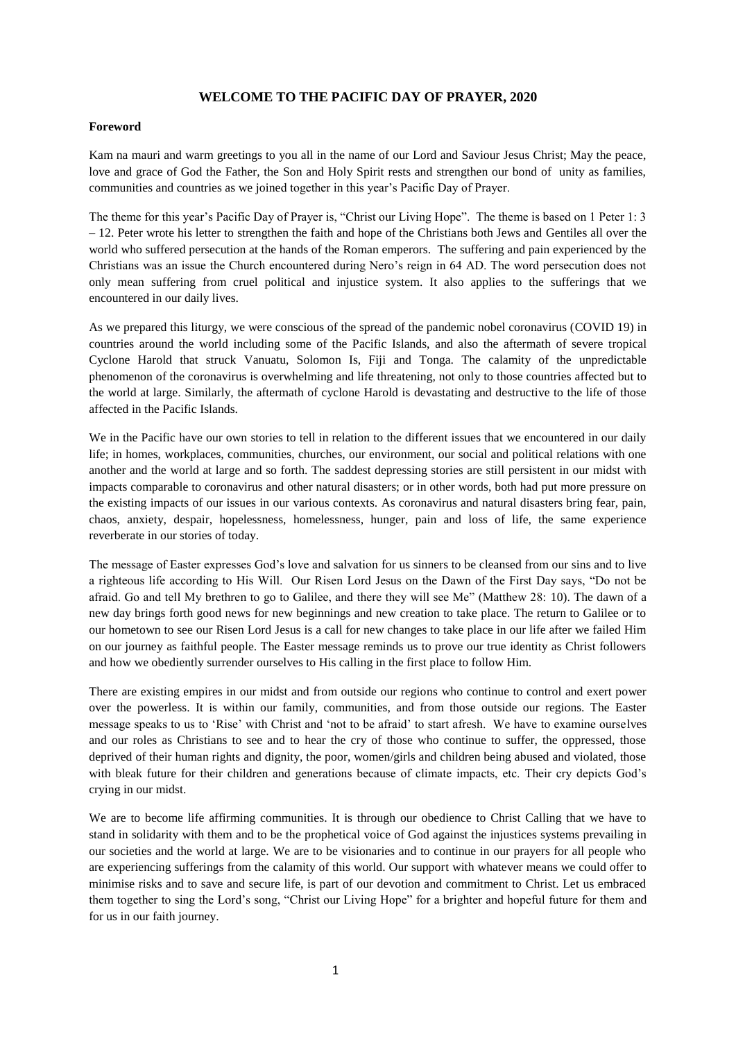# WELCOME TO THE PACIFIC DAY OF PRAYER, 2020

**Foreword**

Kam na mauri and warm greetings to you all in the name of our Lord and Saviour Jesus Christ; May the peace, love and grace of God the Father, the Son and Holy Spirit rests and strengthen our bond of unity as families, communities and countries as we joined together in this year's Pacific Day of Prayer.

The theme for this year's Pacific Day of Prayer is, "Christ our Living Hope". The theme is based on 1 Peter 1: 3 – 12. Peter wrote his letter to strengthen the faith and hope of the Christians both Jews and Gentiles all over the world who suffered persecution at the hands of the Roman emperors. The suffering and pain experienced by the Christians was an issue the Church encountered during Nero's reign in 64 AD. The word persecution does not only mean suffering from cruel political and injustice system. It also applies to the sufferings that we encountered in our daily lives.

As we prepared this liturgy, we were conscious of the spread of the pandemic nobel coronavirus (COVID 19) in countries around the world including some of the Pacific Islands, and also the aftermath of severe tropical Cyclone Harold that struck Vanuatu, Solomon Is, Fiji and Tonga. The calamity of the unpredictable phenomenon of the coronavirus is overwhelming and life threatening, not only to those countries affected but to the world at large. Similarly, the aftermath of cyclone Harold is devastating and destructive to the life of those affected in the Pacific Islands.

We in the Pacific have our own stories to tell in relation to the different issues that we encountered in our daily life; in homes, workplaces, communities, churches, our environment, our social and political relations with one another and the world at large and so forth. The saddest depressing stories are still persistent in our midst with impacts comparable to coronavirus and other natural disasters; or in other words, both had put more pressure on the existing impacts of our issues in our various contexts. As coronavirus and natural disasters bring fear, pain, chaos, anxiety, despair, hopelessness, homelessness, hunger, pain and loss of life, the same experience reverberate in our stories of today.

The message of Easter expresses God's love and salvation for us sinners to be cleansed from our sins and to live a righteous life according to His Will. Our Risen Lord Jesus on the Dawn of the First Day says, "Do not be afraid. Go and tell My brethren to go to Galilee, and there they will see Me" (Matthew 28: 10). The dawn of a new day brings forth good news for new beginnings and new creation to take place. The return to Galilee or to our hometown to see our Risen Lord Jesus is a call for new changes to take place in our life after we failed Him on our journey as faithful people. The Easter message reminds us to prove our true identity as Christ followers and how we obediently surrender ourselves to His calling in the first place to follow Him.

There are existing empires in our midst and from outside our regions who continue to control and exert power over the powerless. It is within our family, communities, and from those outside our regions. The Easter message speaks to us to 'Rise' with Christ and 'not to be afraid' to start afresh. We have to examine ourselves and our roles as Christians to see and to hear the cry of those who continue to suffer, the oppressed, those deprived of their human rights and dignity, the poor, women/girls and children being abused and violated, those with bleak future for their children and generations because of climate impacts, etc. Their cry depicts God's crying in our midst.

We are to become life affirming communities. It is through our obedience to Christ Calling that we have to stand in solidarity with them and to be the prophetical voice of God against the injustices systems prevailing in our societies and the world at large. We are to be visionaries and to continue in our prayers for all people who are experiencing sufferings from the calamity of this world. Our support with whatever means we could offer to minimise risks and to save and secure life, is part of our devotion and commitment to Christ. Let us embraced them together to sing the Lord's song, "Christ our Living Hope" for a brighter and hopeful future for them and for us in our faith journey.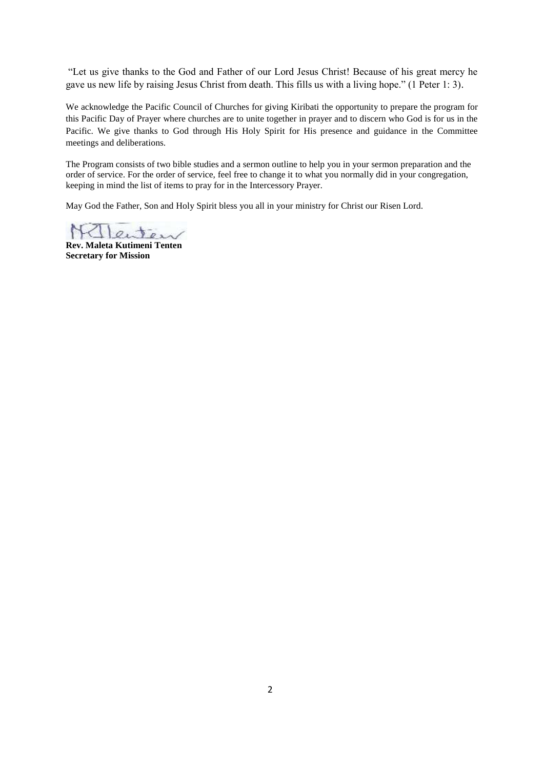"Let us give thanks to the God and Father of our Lord Jesus Christ! Because of his great mercy he gave us new life by raising Jesus Christ from death. This fills us with a living hope." (1 Peter 1: 3).

We acknowledge the Pacific Council of Churches for giving Kiribati the opportunity to prepare the program for this Pacific Day of Prayer where churches are to unite together in prayer and to discern who God is for us in the Pacific. We give thanks to God through His Holy Spirit for His presence and guidance in the Committee meetings and deliberations.

The Program consists of two bible studies and a sermon outline to help you in your sermon preparation and the order of service. For the order of service, feel free to change it to what you normally did in your congregation, keeping in mind the list of items to pray for in the Intercessory Prayer.

May God the Father, Son and Holy Spirit bless you all in your ministry for Christ our Risen Lord.

**Rev. Maleta Kutimeni Tenten**
**Secretary for Mission**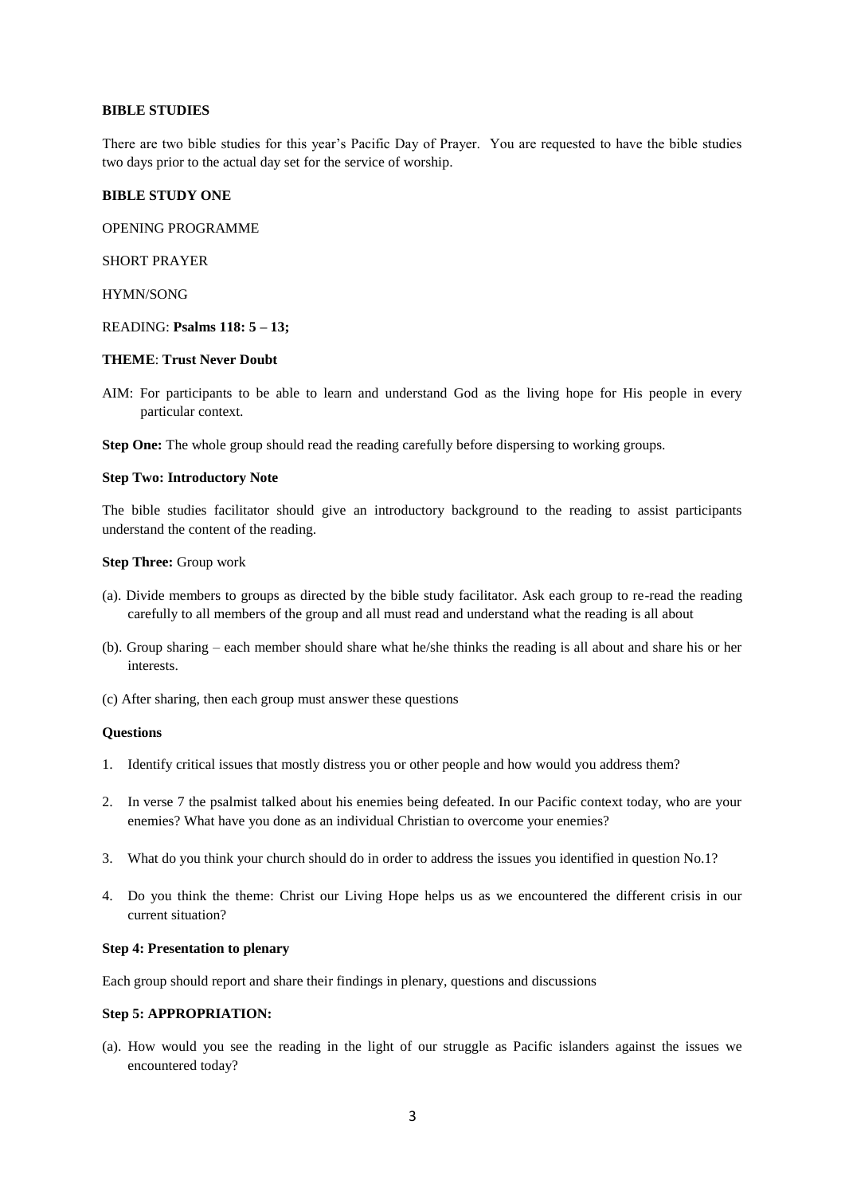**BIBLE STUDIES**

There are two bible studies for this year's Pacific Day of Prayer. You are requested to have the bible studies two days prior to the actual day set for the service of worship.

**BIBLE STUDY ONE**

OPENING PROGRAMME

SHORT PRAYER

HYMN/SONG

READING: **Psalms 118: 5 – 13;**

**THEME**: **Trust Never Doubt**

AIM: For participants to be able to learn and understand God as the living hope for His people in every particular context.

**Step One:** The whole group should read the reading carefully before dispersing to working groups.

**Step Two: Introductory Note**

The bible studies facilitator should give an introductory background to the reading to assist participants understand the content of the reading.

**Step Three:** Group work

(a). Divide members to groups as directed by the bible study facilitator. Ask each group to re-read the reading carefully to all members of the group and all must read and understand what the reading is all about

(b). Group sharing – each member should share what he/she thinks the reading is all about and share his or her interests.

(c) After sharing, then each group must answer these questions

**Questions**

1. Identify critical issues that mostly distress you or other people and how would you address them?
2. In verse 7 the psalmist talked about his enemies being defeated. In our Pacific context today, who are your enemies? What have you done as an individual Christian to overcome your enemies?
3. What do you think your church should do in order to address the issues you identified in question No.1?
4. Do you think the theme: Christ our Living Hope helps us as we encountered the different crisis in our current situation?

**Step 4: Presentation to plenary**

Each group should report and share their findings in plenary, questions and discussions

**Step 5: APPROPRIATION:**

(a). How would you see the reading in the light of our struggle as Pacific islanders against the issues we encountered today?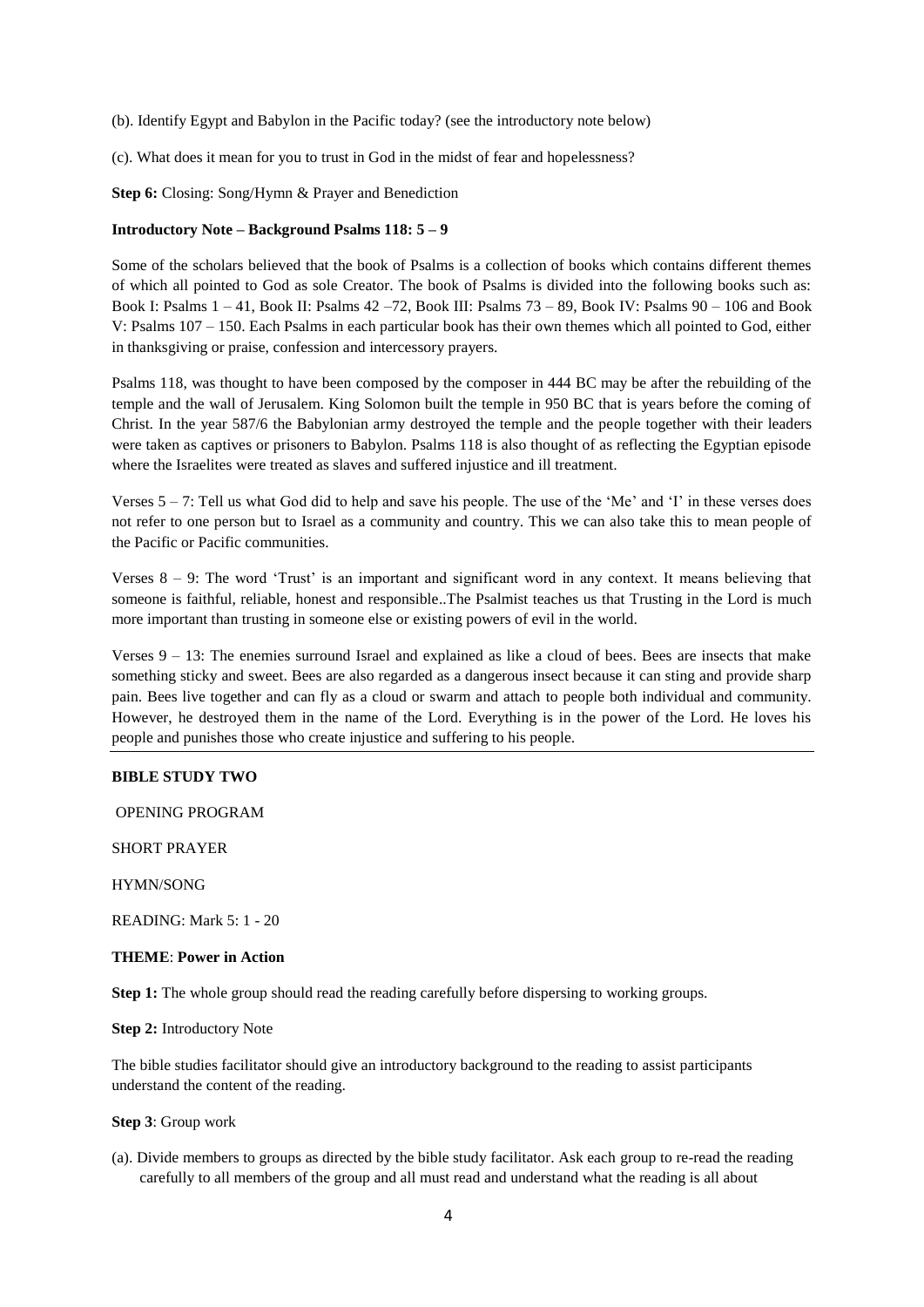(b). Identify Egypt and Babylon in the Pacific today? (see the introductory note below)

(c). What does it mean for you to trust in God in the midst of fear and hopelessness?

**Step 6:** Closing: Song/Hymn & Prayer and Benediction

**Introductory Note – Background Psalms 118: 5 – 9**

Some of the scholars believed that the book of Psalms is a collection of books which contains different themes of which all pointed to God as sole Creator. The book of Psalms is divided into the following books such as: Book I: Psalms 1 – 41, Book II: Psalms 42 –72, Book III: Psalms 73 – 89, Book IV: Psalms 90 – 106 and Book V: Psalms 107 – 150. Each Psalms in each particular book has their own themes which all pointed to God, either in thanksgiving or praise, confession and intercessory prayers.

Psalms 118, was thought to have been composed by the composer in 444 BC may be after the rebuilding of the temple and the wall of Jerusalem. King Solomon built the temple in 950 BC that is years before the coming of Christ. In the year 587/6 the Babylonian army destroyed the temple and the people together with their leaders were taken as captives or prisoners to Babylon. Psalms 118 is also thought of as reflecting the Egyptian episode where the Israelites were treated as slaves and suffered injustice and ill treatment.

Verses 5 – 7: Tell us what God did to help and save his people. The use of the 'Me' and 'I' in these verses does not refer to one person but to Israel as a community and country. This we can also take this to mean people of the Pacific or Pacific communities.

Verses 8 – 9: The word 'Trust' is an important and significant word in any context. It means believing that someone is faithful, reliable, honest and responsible..The Psalmist teaches us that Trusting in the Lord is much more important than trusting in someone else or existing powers of evil in the world.

Verses 9 – 13: The enemies surround Israel and explained as like a cloud of bees. Bees are insects that make something sticky and sweet. Bees are also regarded as a dangerous insect because it can sting and provide sharp pain. Bees live together and can fly as a cloud or swarm and attach to people both individual and community. However, he destroyed them in the name of the Lord. Everything is in the power of the Lord. He loves his people and punishes those who create injustice and suffering to his people.

---

**BIBLE STUDY TWO**

OPENING PROGRAM

SHORT PRAYER

HYMN/SONG

READING: Mark 5: 1 - 20

**THEME**: **Power in Action**

**Step 1:** The whole group should read the reading carefully before dispersing to working groups.

**Step 2:** Introductory Note

The bible studies facilitator should give an introductory background to the reading to assist participants understand the content of the reading.

**Step 3**: Group work

(a). Divide members to groups as directed by the bible study facilitator. Ask each group to re-read the reading carefully to all members of the group and all must read and understand what the reading is all about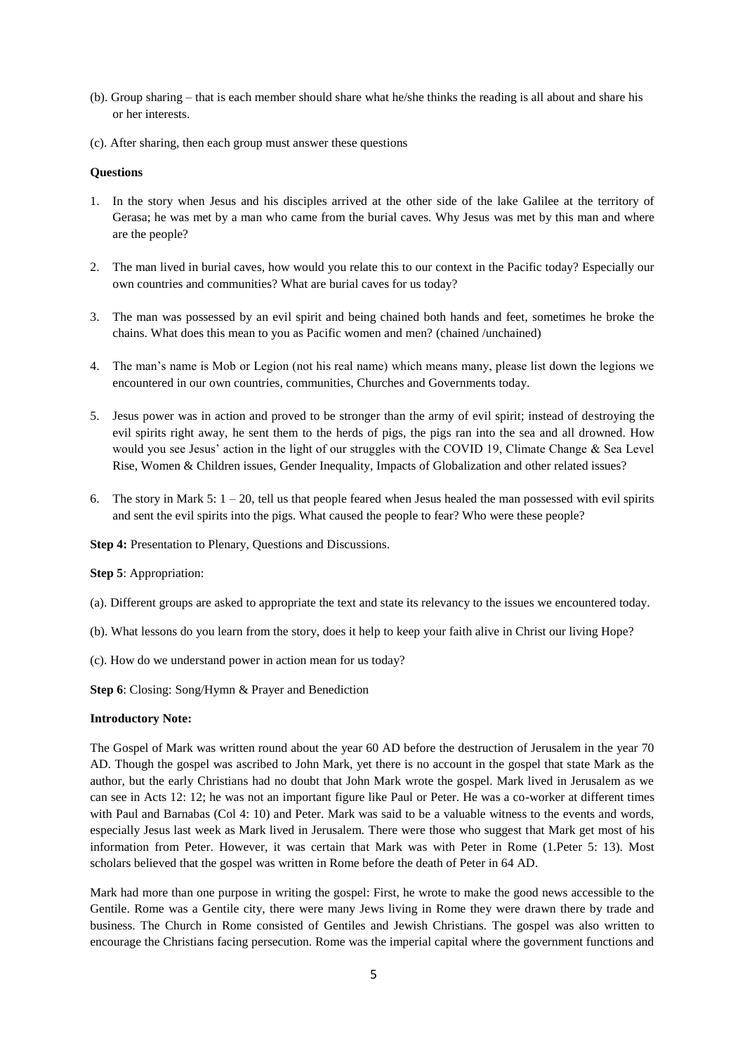(b). Group sharing – that is each member should share what he/she thinks the reading is all about and share his or her interests.

(c). After sharing, then each group must answer these questions

**Questions**

1. In the story when Jesus and his disciples arrived at the other side of the lake Galilee at the territory of Gerasa; he was met by a man who came from the burial caves. Why Jesus was met by this man and where are the people?

2. The man lived in burial caves, how would you relate this to our context in the Pacific today? Especially our own countries and communities? What are burial caves for us today?

3. The man was possessed by an evil spirit and being chained both hands and feet, sometimes he broke the chains. What does this mean to you as Pacific women and men? (chained /unchained)

4. The man's name is Mob or Legion (not his real name) which means many, please list down the legions we encountered in our own countries, communities, Churches and Governments today.

5. Jesus power was in action and proved to be stronger than the army of evil spirit; instead of destroying the evil spirits right away, he sent them to the herds of pigs, the pigs ran into the sea and all drowned. How would you see Jesus' action in the light of our struggles with the COVID 19, Climate Change & Sea Level Rise, Women & Children issues, Gender Inequality, Impacts of Globalization and other related issues?

6. The story in Mark 5: 1 – 20, tell us that people feared when Jesus healed the man possessed with evil spirits and sent the evil spirits into the pigs. What caused the people to fear? Who were these people?

**Step 4:** Presentation to Plenary, Questions and Discussions.

**Step 5**: Appropriation:

(a). Different groups are asked to appropriate the text and state its relevancy to the issues we encountered today.

(b). What lessons do you learn from the story, does it help to keep your faith alive in Christ our living Hope?

(c). How do we understand power in action mean for us today?

**Step 6**: Closing: Song/Hymn & Prayer and Benediction

**Introductory Note:**

The Gospel of Mark was written round about the year 60 AD before the destruction of Jerusalem in the year 70 AD. Though the gospel was ascribed to John Mark, yet there is no account in the gospel that state Mark as the author, but the early Christians had no doubt that John Mark wrote the gospel. Mark lived in Jerusalem as we can see in Acts 12: 12; he was not an important figure like Paul or Peter. He was a co-worker at different times with Paul and Barnabas (Col 4: 10) and Peter. Mark was said to be a valuable witness to the events and words, especially Jesus last week as Mark lived in Jerusalem. There were those who suggest that Mark get most of his information from Peter. However, it was certain that Mark was with Peter in Rome (1.Peter 5: 13). Most scholars believed that the gospel was written in Rome before the death of Peter in 64 AD.

Mark had more than one purpose in writing the gospel: First, he wrote to make the good news accessible to the Gentile. Rome was a Gentile city, there were many Jews living in Rome they were drawn there by trade and business. The Church in Rome consisted of Gentiles and Jewish Christians. The gospel was also written to encourage the Christians facing persecution. Rome was the imperial capital where the government functions and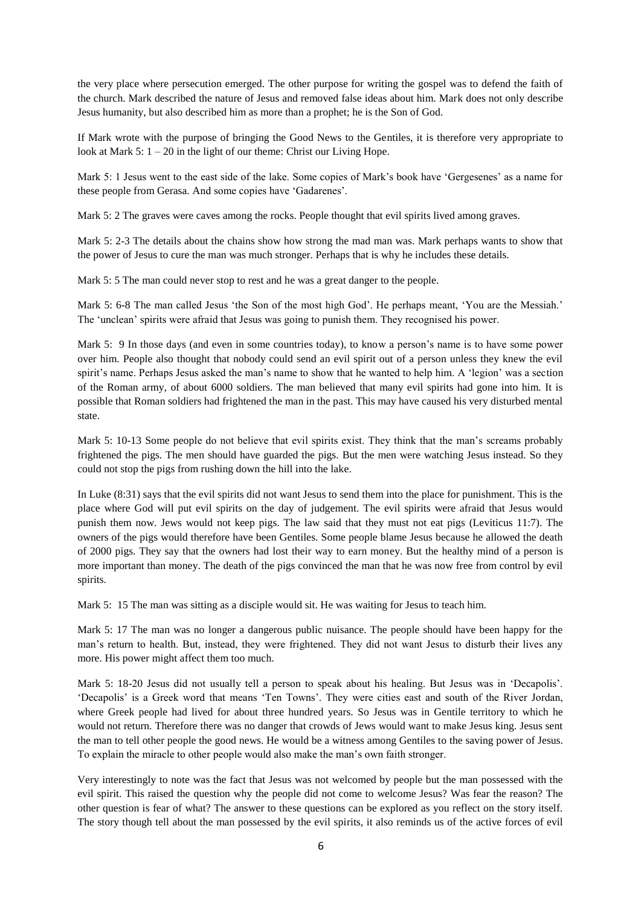the very place where persecution emerged. The other purpose for writing the gospel was to defend the faith of the church. Mark described the nature of Jesus and removed false ideas about him. Mark does not only describe Jesus humanity, but also described him as more than a prophet; he is the Son of God.

If Mark wrote with the purpose of bringing the Good News to the Gentiles, it is therefore very appropriate to look at Mark 5: 1 – 20 in the light of our theme: Christ our Living Hope.

Mark 5: 1 Jesus went to the east side of the lake. Some copies of Mark's book have 'Gergesenes' as a name for these people from Gerasa. And some copies have 'Gadarenes'.

Mark 5: 2 The graves were caves among the rocks. People thought that evil spirits lived among graves.

Mark 5: 2-3 The details about the chains show how strong the mad man was. Mark perhaps wants to show that the power of Jesus to cure the man was much stronger. Perhaps that is why he includes these details.

Mark 5: 5 The man could never stop to rest and he was a great danger to the people.

Mark 5: 6-8 The man called Jesus 'the Son of the most high God'. He perhaps meant, 'You are the Messiah.' The 'unclean' spirits were afraid that Jesus was going to punish them. They recognised his power.

Mark 5: 9 In those days (and even in some countries today), to know a person's name is to have some power over him. People also thought that nobody could send an evil spirit out of a person unless they knew the evil spirit's name. Perhaps Jesus asked the man's name to show that he wanted to help him. A 'legion' was a section of the Roman army, of about 6000 soldiers. The man believed that many evil spirits had gone into him. It is possible that Roman soldiers had frightened the man in the past. This may have caused his very disturbed mental state.

Mark 5: 10-13 Some people do not believe that evil spirits exist. They think that the man's screams probably frightened the pigs. The men should have guarded the pigs. But the men were watching Jesus instead. So they could not stop the pigs from rushing down the hill into the lake.

In Luke (8:31) says that the evil spirits did not want Jesus to send them into the place for punishment. This is the place where God will put evil spirits on the day of judgement. The evil spirits were afraid that Jesus would punish them now. Jews would not keep pigs. The law said that they must not eat pigs (Leviticus 11:7). The owners of the pigs would therefore have been Gentiles. Some people blame Jesus because he allowed the death of 2000 pigs. They say that the owners had lost their way to earn money. But the healthy mind of a person is more important than money. The death of the pigs convinced the man that he was now free from control by evil spirits.

Mark 5: 15 The man was sitting as a disciple would sit. He was waiting for Jesus to teach him.

Mark 5: 17 The man was no longer a dangerous public nuisance. The people should have been happy for the man's return to health. But, instead, they were frightened. They did not want Jesus to disturb their lives any more. His power might affect them too much.

Mark 5: 18-20 Jesus did not usually tell a person to speak about his healing. But Jesus was in 'Decapolis'. 'Decapolis' is a Greek word that means 'Ten Towns'. They were cities east and south of the River Jordan, where Greek people had lived for about three hundred years. So Jesus was in Gentile territory to which he would not return. Therefore there was no danger that crowds of Jews would want to make Jesus king. Jesus sent the man to tell other people the good news. He would be a witness among Gentiles to the saving power of Jesus. To explain the miracle to other people would also make the man's own faith stronger.

Very interestingly to note was the fact that Jesus was not welcomed by people but the man possessed with the evil spirit. This raised the question why the people did not come to welcome Jesus? Was fear the reason? The other question is fear of what? The answer to these questions can be explored as you reflect on the story itself. The story though tell about the man possessed by the evil spirits, it also reminds us of the active forces of evil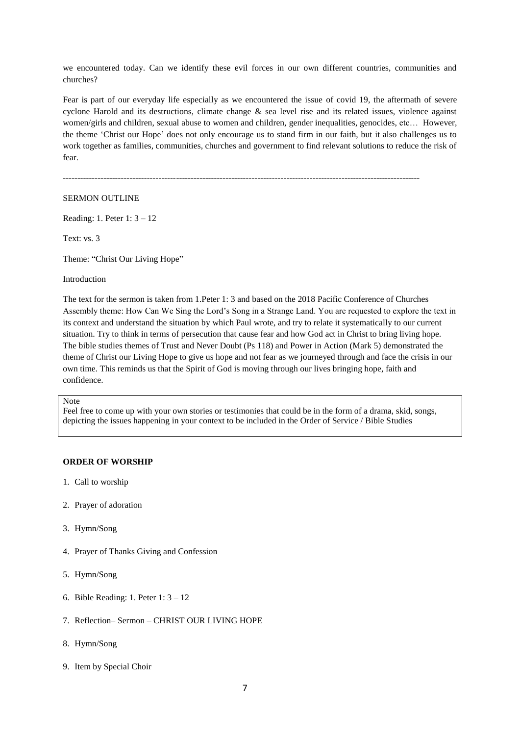we encountered today. Can we identify these evil forces in our own different countries, communities and churches?

Fear is part of our everyday life especially as we encountered the issue of covid 19, the aftermath of severe cyclone Harold and its destructions, climate change & sea level rise and its related issues, violence against women/girls and children, sexual abuse to women and children, gender inequalities, genocides, etc… However, the theme 'Christ our Hope' does not only encourage us to stand firm in our faith, but it also challenges us to work together as families, communities, churches and government to find relevant solutions to reduce the risk of fear.

---

SERMON OUTLINE

Reading: 1. Peter 1: 3 – 12

Text: vs. 3

Theme: "Christ Our Living Hope"

Introduction

The text for the sermon is taken from 1.Peter 1: 3 and based on the 2018 Pacific Conference of Churches Assembly theme: How Can We Sing the Lord's Song in a Strange Land. You are requested to explore the text in its context and understand the situation by which Paul wrote, and try to relate it systematically to our current situation. Try to think in terms of persecution that cause fear and how God act in Christ to bring living hope. The bible studies themes of Trust and Never Doubt (Ps 118) and Power in Action (Mark 5) demonstrated the theme of Christ our Living Hope to give us hope and not fear as we journeyed through and face the crisis in our own time. This reminds us that the Spirit of God is moving through our lives bringing hope, faith and confidence.

<u>Note</u>
Feel free to come up with your own stories or testimonies that could be in the form of a drama, skid, songs, depicting the issues happening in your context to be included in the Order of Service / Bible Studies

**ORDER OF WORSHIP**

1. Call to worship
2. Prayer of adoration
3. Hymn/Song
4. Prayer of Thanks Giving and Confession
5. Hymn/Song
6. Bible Reading: 1. Peter 1: 3 – 12
7. Reflection– Sermon – CHRIST OUR LIVING HOPE
8. Hymn/Song
9. Item by Special Choir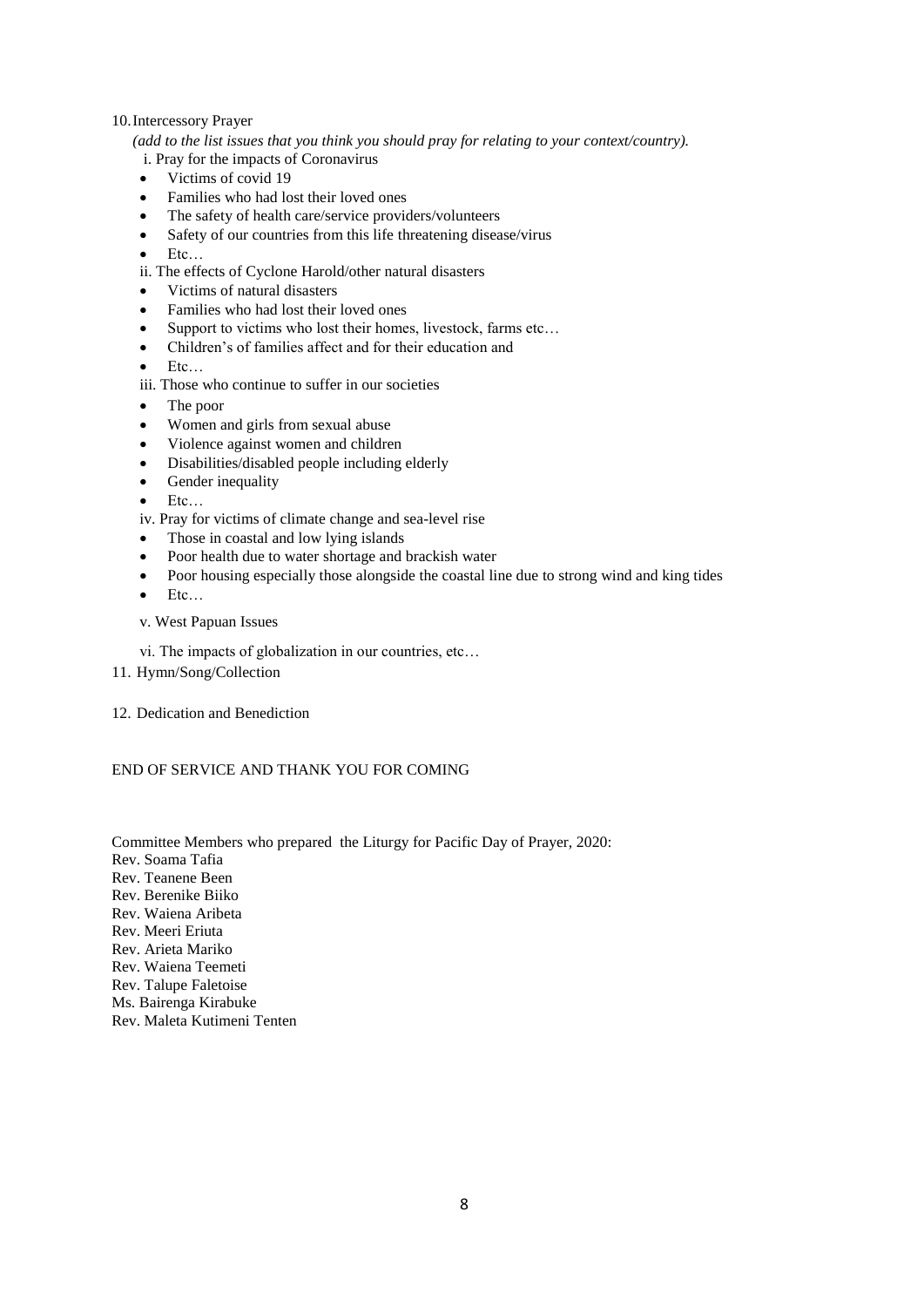10. Intercessory Prayer

*(add to the list issues that you think you should pray for relating to your context/country).*

i. Pray for the impacts of Coronavirus

- Victims of covid 19
- Families who had lost their loved ones
- The safety of health care/service providers/volunteers
- Safety of our countries from this life threatening disease/virus
- Etc…

ii. The effects of Cyclone Harold/other natural disasters

- Victims of natural disasters
- Families who had lost their loved ones
- Support to victims who lost their homes, livestock, farms etc…
- Children's of families affect and for their education and
- Etc…

iii. Those who continue to suffer in our societies

- The poor
- Women and girls from sexual abuse
- Violence against women and children
- Disabilities/disabled people including elderly
- Gender inequality
- Etc…

iv. Pray for victims of climate change and sea-level rise

- Those in coastal and low lying islands
- Poor health due to water shortage and brackish water
- Poor housing especially those alongside the coastal line due to strong wind and king tides
- Etc…

v. West Papuan Issues

vi. The impacts of globalization in our countries, etc…

11. Hymn/Song/Collection

12. Dedication and Benediction

END OF SERVICE AND THANK YOU FOR COMING

Committee Members who prepared the Liturgy for Pacific Day of Prayer, 2020:
Rev. Soama Tafia
Rev. Teanene Been
Rev. Berenike Biiko
Rev. Waiena Aribeta
Rev. Meeri Eriuta
Rev. Arieta Mariko
Rev. Waiena Teemeti
Rev. Talupe Faletoise
Ms. Bairenga Kirabuke
Rev. Maleta Kutimeni Tenten